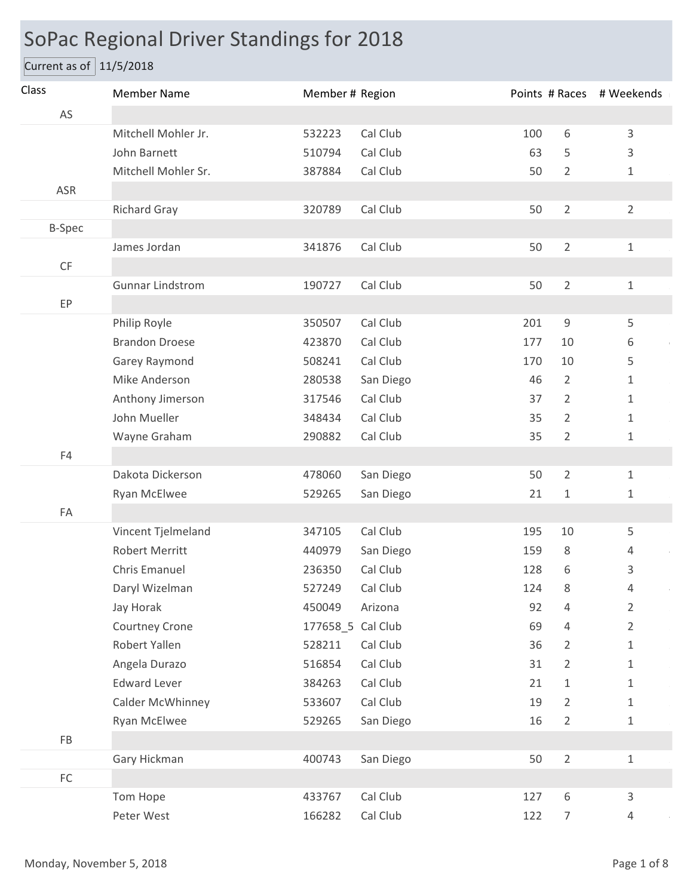# SoPac Regional Driver Standings for 2018

Current as of 11/5/2018

| Class | Member Name | Member # | Region | Points | # Races | # Weekends |
|---|---|---|---|---|---|---|
| AS | | | | | | |
| | Mitchell Mohler Jr. | 532223 | Cal Club | 100 | 6 | 3 |
| | John Barnett | 510794 | Cal Club | 63 | 5 | 3 |
| | Mitchell Mohler Sr. | 387884 | Cal Club | 50 | 2 | 1 |
| ASR | | | | | | |
| | Richard Gray | 320789 | Cal Club | 50 | 2 | 2 |
| B-Spec | | | | | | |
| | James Jordan | 341876 | Cal Club | 50 | 2 | 1 |
| CF | | | | | | |
| | Gunnar Lindstrom | 190727 | Cal Club | 50 | 2 | 1 |
| EP | | | | | | |
| | Philip Royle | 350507 | Cal Club | 201 | 9 | 5 |
| | Brandon Droese | 423870 | Cal Club | 177 | 10 | 6 |
| | Garey Raymond | 508241 | Cal Club | 170 | 10 | 5 |
| | Mike Anderson | 280538 | San Diego | 46 | 2 | 1 |
| | Anthony Jimerson | 317546 | Cal Club | 37 | 2 | 1 |
| | John Mueller | 348434 | Cal Club | 35 | 2 | 1 |
| | Wayne Graham | 290882 | Cal Club | 35 | 2 | 1 |
| F4 | | | | | | |
| | Dakota Dickerson | 478060 | San Diego | 50 | 2 | 1 |
| | Ryan McElwee | 529265 | San Diego | 21 | 1 | 1 |
| FA | | | | | | |
| | Vincent Tjelmeland | 347105 | Cal Club | 195 | 10 | 5 |
| | Robert Merritt | 440979 | San Diego | 159 | 8 | 4 |
| | Chris Emanuel | 236350 | Cal Club | 128 | 6 | 3 |
| | Daryl Wizelman | 527249 | Cal Club | 124 | 8 | 4 |
| | Jay Horak | 450049 | Arizona | 92 | 4 | 2 |
| | Courtney Crone | 177658_5 | Cal Club | 69 | 4 | 2 |
| | Robert Yallen | 528211 | Cal Club | 36 | 2 | 1 |
| | Angela Durazo | 516854 | Cal Club | 31 | 2 | 1 |
| | Edward Lever | 384263 | Cal Club | 21 | 1 | 1 |
| | Calder McWhinney | 533607 | Cal Club | 19 | 2 | 1 |
| | Ryan McElwee | 529265 | San Diego | 16 | 2 | 1 |
| FB | | | | | | |
| | Gary Hickman | 400743 | San Diego | 50 | 2 | 1 |
| FC | | | | | | |
| | Tom Hope | 433767 | Cal Club | 127 | 6 | 3 |
| | Peter West | 166282 | Cal Club | 122 | 7 | 4 |

Monday, November 5, 2018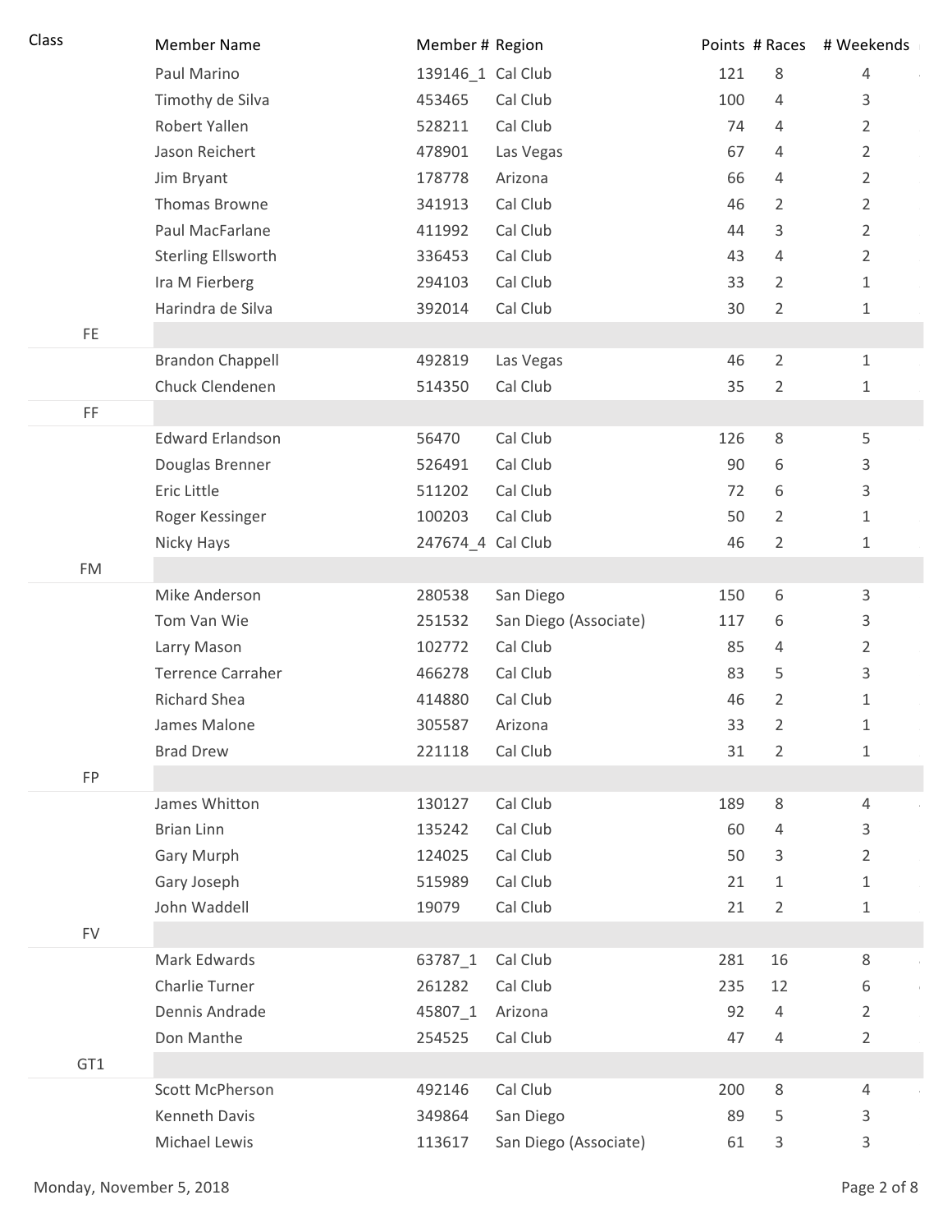| Class | Member Name | Member # | Region | Points | # Races | # Weekends |
|---|---|---|---|---|---|---|
| | Paul Marino | 139146_1 | Cal Club | 121 | 8 | 4 |
| | Timothy de Silva | 453465 | Cal Club | 100 | 4 | 3 |
| | Robert Yallen | 528211 | Cal Club | 74 | 4 | 2 |
| | Jason Reichert | 478901 | Las Vegas | 67 | 4 | 2 |
| | Jim Bryant | 178778 | Arizona | 66 | 4 | 2 |
| | Thomas Browne | 341913 | Cal Club | 46 | 2 | 2 |
| | Paul MacFarlane | 411992 | Cal Club | 44 | 3 | 2 |
| | Sterling Ellsworth | 336453 | Cal Club | 43 | 4 | 2 |
| | Ira M Fierberg | 294103 | Cal Club | 33 | 2 | 1 |
| | Harindra de Silva | 392014 | Cal Club | 30 | 2 | 1 |
| FE | | | | | | |
| | Brandon Chappell | 492819 | Las Vegas | 46 | 2 | 1 |
| | Chuck Clendenen | 514350 | Cal Club | 35 | 2 | 1 |
| FF | | | | | | |
| | Edward Erlandson | 56470 | Cal Club | 126 | 8 | 5 |
| | Douglas Brenner | 526491 | Cal Club | 90 | 6 | 3 |
| | Eric Little | 511202 | Cal Club | 72 | 6 | 3 |
| | Roger Kessinger | 100203 | Cal Club | 50 | 2 | 1 |
| | Nicky Hays | 247674_4 | Cal Club | 46 | 2 | 1 |
| FM | | | | | | |
| | Mike Anderson | 280538 | San Diego | 150 | 6 | 3 |
| | Tom Van Wie | 251532 | San Diego (Associate) | 117 | 6 | 3 |
| | Larry Mason | 102772 | Cal Club | 85 | 4 | 2 |
| | Terrence Carraher | 466278 | Cal Club | 83 | 5 | 3 |
| | Richard Shea | 414880 | Cal Club | 46 | 2 | 1 |
| | James Malone | 305587 | Arizona | 33 | 2 | 1 |
| | Brad Drew | 221118 | Cal Club | 31 | 2 | 1 |
| FP | | | | | | |
| | James Whitton | 130127 | Cal Club | 189 | 8 | 4 |
| | Brian Linn | 135242 | Cal Club | 60 | 4 | 3 |
| | Gary Murph | 124025 | Cal Club | 50 | 3 | 2 |
| | Gary Joseph | 515989 | Cal Club | 21 | 1 | 1 |
| | John Waddell | 19079 | Cal Club | 21 | 2 | 1 |
| FV | | | | | | |
| | Mark Edwards | 63787_1 | Cal Club | 281 | 16 | 8 |
| | Charlie Turner | 261282 | Cal Club | 235 | 12 | 6 |
| | Dennis Andrade | 45807_1 | Arizona | 92 | 4 | 2 |
| | Don Manthe | 254525 | Cal Club | 47 | 4 | 2 |
| GT1 | | | | | | |
| | Scott McPherson | 492146 | Cal Club | 200 | 8 | 4 |
| | Kenneth Davis | 349864 | San Diego | 89 | 5 | 3 |
| | Michael Lewis | 113617 | San Diego (Associate) | 61 | 3 | 3 |

Monday, November 5, 2018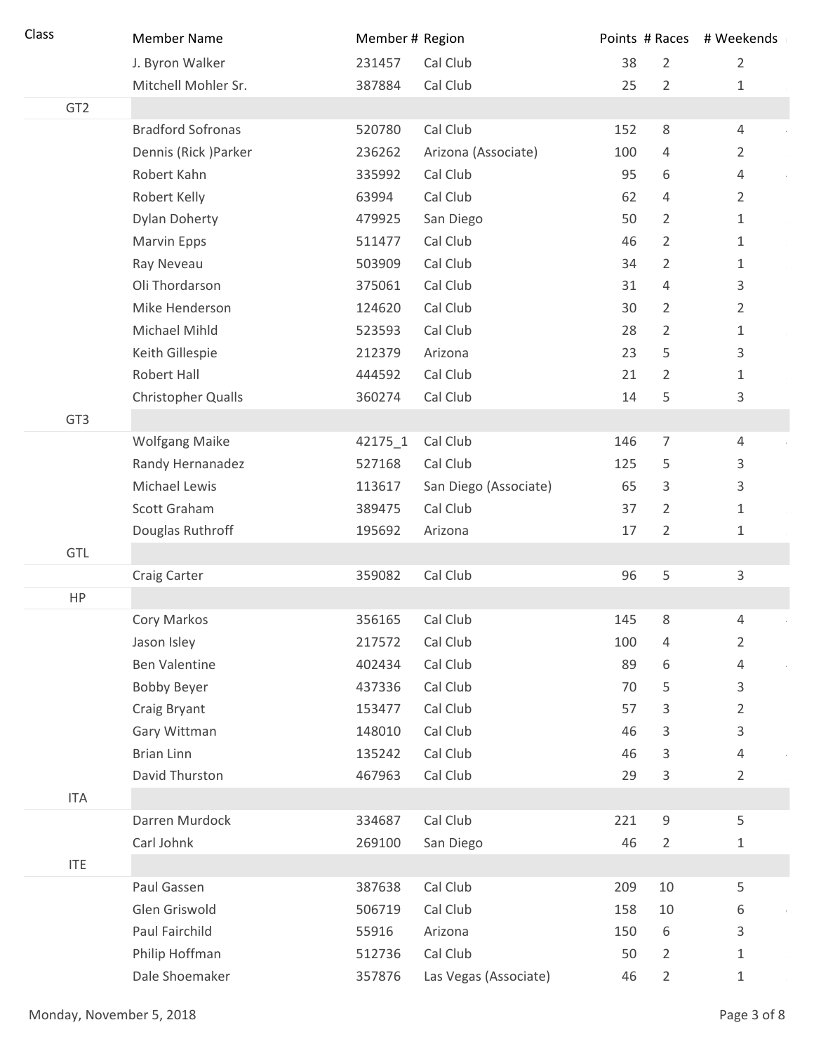| Class | Member Name | Member # | Region | Points | # Races | # Weekends |
|---|---|---|---|---|---|---|
| | J. Byron Walker | 231457 | Cal Club | 38 | 2 | 2 |
| | Mitchell Mohler Sr. | 387884 | Cal Club | 25 | 2 | 1 |
| GT2 | | | | | | |
| | Bradford Sofronas | 520780 | Cal Club | 152 | 8 | 4 |
| | Dennis (Rick )Parker | 236262 | Arizona (Associate) | 100 | 4 | 2 |
| | Robert Kahn | 335992 | Cal Club | 95 | 6 | 4 |
| | Robert Kelly | 63994 | Cal Club | 62 | 4 | 2 |
| | Dylan Doherty | 479925 | San Diego | 50 | 2 | 1 |
| | Marvin Epps | 511477 | Cal Club | 46 | 2 | 1 |
| | Ray Neveau | 503909 | Cal Club | 34 | 2 | 1 |
| | Oli Thordarson | 375061 | Cal Club | 31 | 4 | 3 |
| | Mike Henderson | 124620 | Cal Club | 30 | 2 | 2 |
| | Michael Mihld | 523593 | Cal Club | 28 | 2 | 1 |
| | Keith Gillespie | 212379 | Arizona | 23 | 5 | 3 |
| | Robert Hall | 444592 | Cal Club | 21 | 2 | 1 |
| | Christopher Qualls | 360274 | Cal Club | 14 | 5 | 3 |
| GT3 | | | | | | |
| | Wolfgang Maike | 42175_1 | Cal Club | 146 | 7 | 4 |
| | Randy Hernanadez | 527168 | Cal Club | 125 | 5 | 3 |
| | Michael Lewis | 113617 | San Diego (Associate) | 65 | 3 | 3 |
| | Scott Graham | 389475 | Cal Club | 37 | 2 | 1 |
| | Douglas Ruthroff | 195692 | Arizona | 17 | 2 | 1 |
| GTL | | | | | | |
| | Craig Carter | 359082 | Cal Club | 96 | 5 | 3 |
| HP | | | | | | |
| | Cory Markos | 356165 | Cal Club | 145 | 8 | 4 |
| | Jason Isley | 217572 | Cal Club | 100 | 4 | 2 |
| | Ben Valentine | 402434 | Cal Club | 89 | 6 | 4 |
| | Bobby Beyer | 437336 | Cal Club | 70 | 5 | 3 |
| | Craig Bryant | 153477 | Cal Club | 57 | 3 | 2 |
| | Gary Wittman | 148010 | Cal Club | 46 | 3 | 3 |
| | Brian Linn | 135242 | Cal Club | 46 | 3 | 4 |
| | David Thurston | 467963 | Cal Club | 29 | 3 | 2 |
| ITA | | | | | | |
| | Darren Murdock | 334687 | Cal Club | 221 | 9 | 5 |
| | Carl Johnk | 269100 | San Diego | 46 | 2 | 1 |
| ITE | | | | | | |
| | Paul Gassen | 387638 | Cal Club | 209 | 10 | 5 |
| | Glen Griswold | 506719 | Cal Club | 158 | 10 | 6 |
| | Paul Fairchild | 55916 | Arizona | 150 | 6 | 3 |
| | Philip Hoffman | 512736 | Cal Club | 50 | 2 | 1 |
| | Dale Shoemaker | 357876 | Las Vegas (Associate) | 46 | 2 | 1 |

Monday, November 5, 2018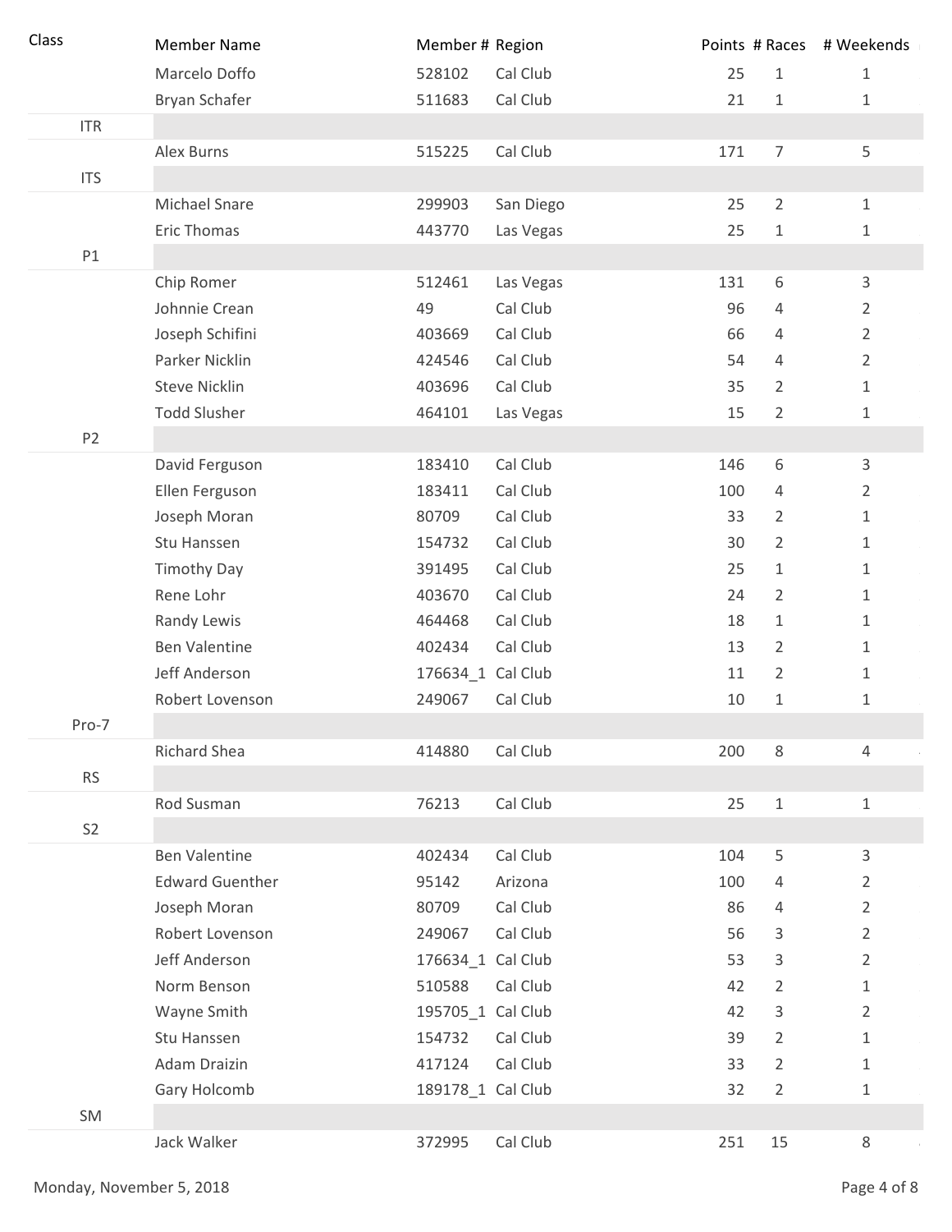| Class | Member Name | Member # | Region | Points | # Races | # Weekends |
|---|---|---|---|---|---|---|
| | Marcelo Doffo | 528102 | Cal Club | 25 | 1 | 1 |
| | Bryan Schafer | 511683 | Cal Club | 21 | 1 | 1 |
| ITR | | | | | | |
| | Alex Burns | 515225 | Cal Club | 171 | 7 | 5 |
| ITS | | | | | | |
| | Michael Snare | 299903 | San Diego | 25 | 2 | 1 |
| | Eric Thomas | 443770 | Las Vegas | 25 | 1 | 1 |
| P1 | | | | | | |
| | Chip Romer | 512461 | Las Vegas | 131 | 6 | 3 |
| | Johnnie Crean | 49 | Cal Club | 96 | 4 | 2 |
| | Joseph Schifini | 403669 | Cal Club | 66 | 4 | 2 |
| | Parker Nicklin | 424546 | Cal Club | 54 | 4 | 2 |
| | Steve Nicklin | 403696 | Cal Club | 35 | 2 | 1 |
| | Todd Slusher | 464101 | Las Vegas | 15 | 2 | 1 |
| P2 | | | | | | |
| | David Ferguson | 183410 | Cal Club | 146 | 6 | 3 |
| | Ellen Ferguson | 183411 | Cal Club | 100 | 4 | 2 |
| | Joseph Moran | 80709 | Cal Club | 33 | 2 | 1 |
| | Stu Hanssen | 154732 | Cal Club | 30 | 2 | 1 |
| | Timothy Day | 391495 | Cal Club | 25 | 1 | 1 |
| | Rene Lohr | 403670 | Cal Club | 24 | 2 | 1 |
| | Randy Lewis | 464468 | Cal Club | 18 | 1 | 1 |
| | Ben Valentine | 402434 | Cal Club | 13 | 2 | 1 |
| | Jeff Anderson | 176634_1 | Cal Club | 11 | 2 | 1 |
| | Robert Lovenson | 249067 | Cal Club | 10 | 1 | 1 |
| Pro-7 | | | | | | |
| | Richard Shea | 414880 | Cal Club | 200 | 8 | 4 |
| RS | | | | | | |
| | Rod Susman | 76213 | Cal Club | 25 | 1 | 1 |
| S2 | | | | | | |
| | Ben Valentine | 402434 | Cal Club | 104 | 5 | 3 |
| | Edward Guenther | 95142 | Arizona | 100 | 4 | 2 |
| | Joseph Moran | 80709 | Cal Club | 86 | 4 | 2 |
| | Robert Lovenson | 249067 | Cal Club | 56 | 3 | 2 |
| | Jeff Anderson | 176634_1 | Cal Club | 53 | 3 | 2 |
| | Norm Benson | 510588 | Cal Club | 42 | 2 | 1 |
| | Wayne Smith | 195705_1 | Cal Club | 42 | 3 | 2 |
| | Stu Hanssen | 154732 | Cal Club | 39 | 2 | 1 |
| | Adam Draizin | 417124 | Cal Club | 33 | 2 | 1 |
| | Gary Holcomb | 189178_1 | Cal Club | 32 | 2 | 1 |
| SM | | | | | | |
| | Jack Walker | 372995 | Cal Club | 251 | 15 | 8 |

Monday, November 5, 2018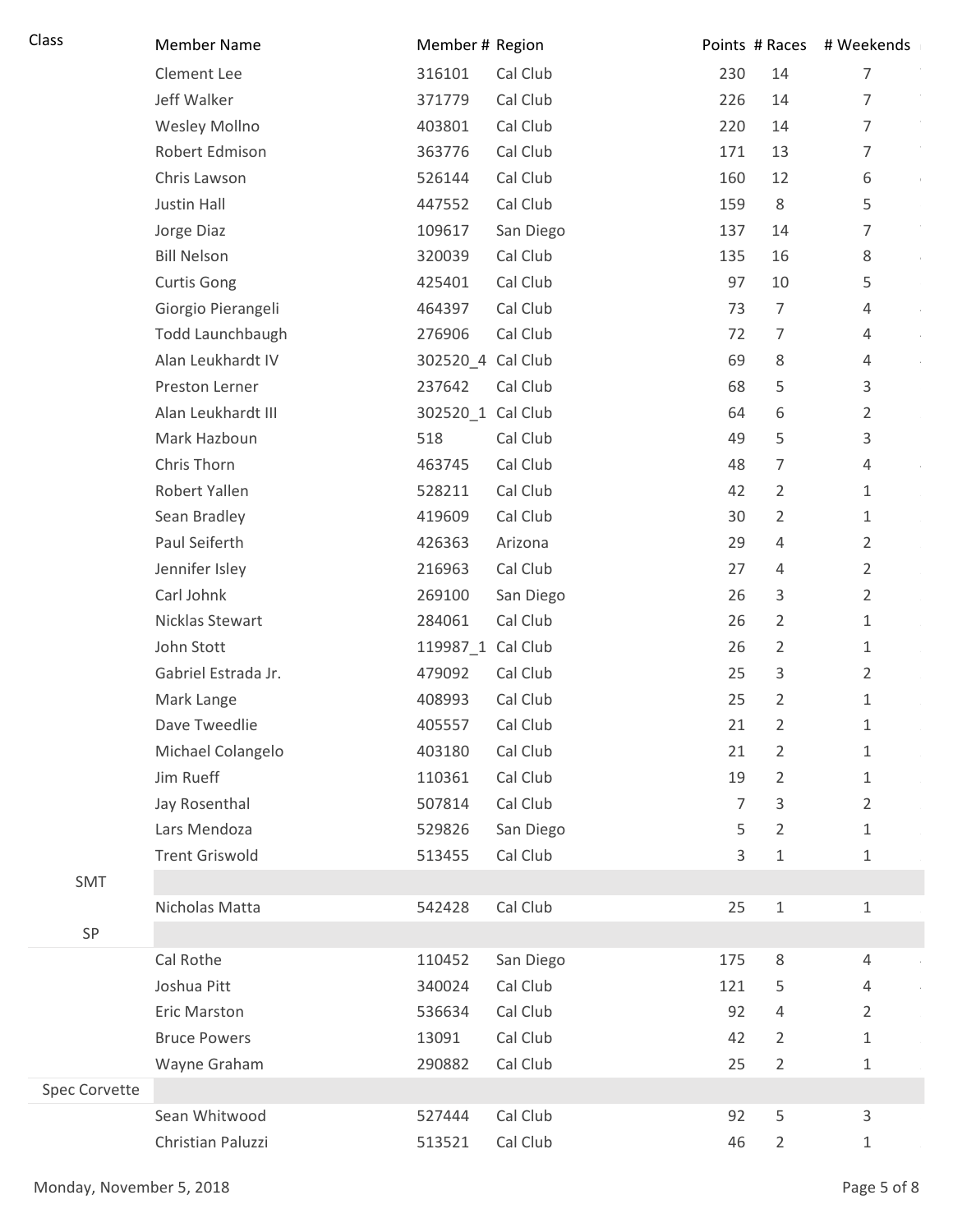| Class | Member Name | Member # | Region | Points | # Races | # Weekends |
|---|---|---|---|---|---|---|
| | Clement Lee | 316101 | Cal Club | 230 | 14 | 7 |
| | Jeff Walker | 371779 | Cal Club | 226 | 14 | 7 |
| | Wesley Mollno | 403801 | Cal Club | 220 | 14 | 7 |
| | Robert Edmison | 363776 | Cal Club | 171 | 13 | 7 |
| | Chris Lawson | 526144 | Cal Club | 160 | 12 | 6 |
| | Justin Hall | 447552 | Cal Club | 159 | 8 | 5 |
| | Jorge Diaz | 109617 | San Diego | 137 | 14 | 7 |
| | Bill Nelson | 320039 | Cal Club | 135 | 16 | 8 |
| | Curtis Gong | 425401 | Cal Club | 97 | 10 | 5 |
| | Giorgio Pierangeli | 464397 | Cal Club | 73 | 7 | 4 |
| | Todd Launchbaugh | 276906 | Cal Club | 72 | 7 | 4 |
| | Alan Leukhardt IV | 302520_4 | Cal Club | 69 | 8 | 4 |
| | Preston Lerner | 237642 | Cal Club | 68 | 5 | 3 |
| | Alan Leukhardt III | 302520_1 | Cal Club | 64 | 6 | 2 |
| | Mark Hazboun | 518 | Cal Club | 49 | 5 | 3 |
| | Chris Thorn | 463745 | Cal Club | 48 | 7 | 4 |
| | Robert Yallen | 528211 | Cal Club | 42 | 2 | 1 |
| | Sean Bradley | 419609 | Cal Club | 30 | 2 | 1 |
| | Paul Seiferth | 426363 | Arizona | 29 | 4 | 2 |
| | Jennifer Isley | 216963 | Cal Club | 27 | 4 | 2 |
| | Carl Johnk | 269100 | San Diego | 26 | 3 | 2 |
| | Nicklas Stewart | 284061 | Cal Club | 26 | 2 | 1 |
| | John Stott | 119987_1 | Cal Club | 26 | 2 | 1 |
| | Gabriel Estrada Jr. | 479092 | Cal Club | 25 | 3 | 2 |
| | Mark Lange | 408993 | Cal Club | 25 | 2 | 1 |
| | Dave Tweedlie | 405557 | Cal Club | 21 | 2 | 1 |
| | Michael Colangelo | 403180 | Cal Club | 21 | 2 | 1 |
| | Jim Rueff | 110361 | Cal Club | 19 | 2 | 1 |
| | Jay Rosenthal | 507814 | Cal Club | 7 | 3 | 2 |
| | Lars Mendoza | 529826 | San Diego | 5 | 2 | 1 |
| | Trent Griswold | 513455 | Cal Club | 3 | 1 | 1 |
| SMT | | | | | | |
| | Nicholas Matta | 542428 | Cal Club | 25 | 1 | 1 |
| SP | | | | | | |
| | Cal Rothe | 110452 | San Diego | 175 | 8 | 4 |
| | Joshua Pitt | 340024 | Cal Club | 121 | 5 | 4 |
| | Eric Marston | 536634 | Cal Club | 92 | 4 | 2 |
| | Bruce Powers | 13091 | Cal Club | 42 | 2 | 1 |
| | Wayne Graham | 290882 | Cal Club | 25 | 2 | 1 |
| Spec Corvette | | | | | | |
| | Sean Whitwood | 527444 | Cal Club | 92 | 5 | 3 |
| | Christian Paluzzi | 513521 | Cal Club | 46 | 2 | 1 |

Monday, November 5, 2018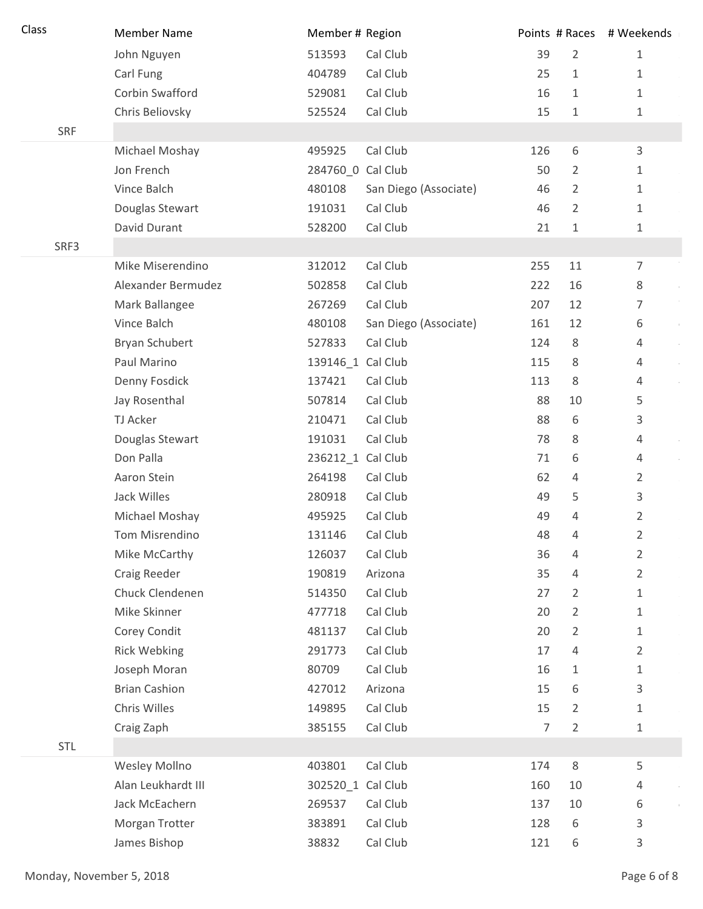| Class | Member Name | Member # | Region | Points | # Races | # Weekends |
|---|---|---|---|---|---|---|
| | John Nguyen | 513593 | Cal Club | 39 | 2 | 1 |
| | Carl Fung | 404789 | Cal Club | 25 | 1 | 1 |
| | Corbin Swafford | 529081 | Cal Club | 16 | 1 | 1 |
| | Chris Beliovsky | 525524 | Cal Club | 15 | 1 | 1 |
| SRF | | | | | | |
| | Michael Moshay | 495925 | Cal Club | 126 | 6 | 3 |
| | Jon French | 284760_0 | Cal Club | 50 | 2 | 1 |
| | Vince Balch | 480108 | San Diego (Associate) | 46 | 2 | 1 |
| | Douglas Stewart | 191031 | Cal Club | 46 | 2 | 1 |
| | David Durant | 528200 | Cal Club | 21 | 1 | 1 |
| SRF3 | | | | | | |
| | Mike Miserendino | 312012 | Cal Club | 255 | 11 | 7 |
| | Alexander Bermudez | 502858 | Cal Club | 222 | 16 | 8 |
| | Mark Ballangee | 267269 | Cal Club | 207 | 12 | 7 |
| | Vince Balch | 480108 | San Diego (Associate) | 161 | 12 | 6 |
| | Bryan Schubert | 527833 | Cal Club | 124 | 8 | 4 |
| | Paul Marino | 139146_1 | Cal Club | 115 | 8 | 4 |
| | Denny Fosdick | 137421 | Cal Club | 113 | 8 | 4 |
| | Jay Rosenthal | 507814 | Cal Club | 88 | 10 | 5 |
| | TJ Acker | 210471 | Cal Club | 88 | 6 | 3 |
| | Douglas Stewart | 191031 | Cal Club | 78 | 8 | 4 |
| | Don Palla | 236212_1 | Cal Club | 71 | 6 | 4 |
| | Aaron Stein | 264198 | Cal Club | 62 | 4 | 2 |
| | Jack Willes | 280918 | Cal Club | 49 | 5 | 3 |
| | Michael Moshay | 495925 | Cal Club | 49 | 4 | 2 |
| | Tom Misrendino | 131146 | Cal Club | 48 | 4 | 2 |
| | Mike McCarthy | 126037 | Cal Club | 36 | 4 | 2 |
| | Craig Reeder | 190819 | Arizona | 35 | 4 | 2 |
| | Chuck Clendenen | 514350 | Cal Club | 27 | 2 | 1 |
| | Mike Skinner | 477718 | Cal Club | 20 | 2 | 1 |
| | Corey Condit | 481137 | Cal Club | 20 | 2 | 1 |
| | Rick Webking | 291773 | Cal Club | 17 | 4 | 2 |
| | Joseph Moran | 80709 | Cal Club | 16 | 1 | 1 |
| | Brian Cashion | 427012 | Arizona | 15 | 6 | 3 |
| | Chris Willes | 149895 | Cal Club | 15 | 2 | 1 |
| | Craig Zaph | 385155 | Cal Club | 7 | 2 | 1 |
| STL | | | | | | |
| | Wesley Mollno | 403801 | Cal Club | 174 | 8 | 5 |
| | Alan Leukhardt III | 302520_1 | Cal Club | 160 | 10 | 4 |
| | Jack McEachern | 269537 | Cal Club | 137 | 10 | 6 |
| | Morgan Trotter | 383891 | Cal Club | 128 | 6 | 3 |
| | James Bishop | 38832 | Cal Club | 121 | 6 | 3 |

Monday, November 5, 2018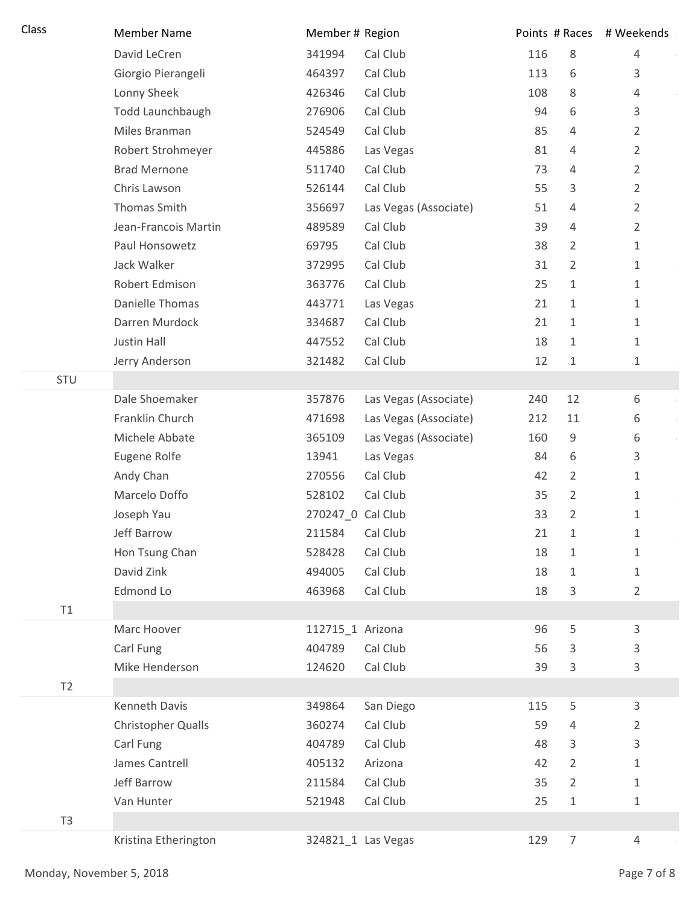| Class | Member Name | Member # | Region | Points | # Races | # Weekends |
|---|---|---|---|---|---|---|
| | David LeCren | 341994 | Cal Club | 116 | 8 | 4 |
| | Giorgio Pierangeli | 464397 | Cal Club | 113 | 6 | 3 |
| | Lonny Sheek | 426346 | Cal Club | 108 | 8 | 4 |
| | Todd Launchbaugh | 276906 | Cal Club | 94 | 6 | 3 |
| | Miles Branman | 524549 | Cal Club | 85 | 4 | 2 |
| | Robert Strohmeyer | 445886 | Las Vegas | 81 | 4 | 2 |
| | Brad Mernone | 511740 | Cal Club | 73 | 4 | 2 |
| | Chris Lawson | 526144 | Cal Club | 55 | 3 | 2 |
| | Thomas Smith | 356697 | Las Vegas (Associate) | 51 | 4 | 2 |
| | Jean-Francois Martin | 489589 | Cal Club | 39 | 4 | 2 |
| | Paul Honsowetz | 69795 | Cal Club | 38 | 2 | 1 |
| | Jack Walker | 372995 | Cal Club | 31 | 2 | 1 |
| | Robert Edmison | 363776 | Cal Club | 25 | 1 | 1 |
| | Danielle Thomas | 443771 | Las Vegas | 21 | 1 | 1 |
| | Darren Murdock | 334687 | Cal Club | 21 | 1 | 1 |
| | Justin Hall | 447552 | Cal Club | 18 | 1 | 1 |
| | Jerry Anderson | 321482 | Cal Club | 12 | 1 | 1 |
| STU | | | | | | |
| | Dale Shoemaker | 357876 | Las Vegas (Associate) | 240 | 12 | 6 |
| | Franklin Church | 471698 | Las Vegas (Associate) | 212 | 11 | 6 |
| | Michele Abbate | 365109 | Las Vegas (Associate) | 160 | 9 | 6 |
| | Eugene Rolfe | 13941 | Las Vegas | 84 | 6 | 3 |
| | Andy Chan | 270556 | Cal Club | 42 | 2 | 1 |
| | Marcelo Doffo | 528102 | Cal Club | 35 | 2 | 1 |
| | Joseph Yau | 270247_0 | Cal Club | 33 | 2 | 1 |
| | Jeff Barrow | 211584 | Cal Club | 21 | 1 | 1 |
| | Hon Tsung Chan | 528428 | Cal Club | 18 | 1 | 1 |
| | David Zink | 494005 | Cal Club | 18 | 1 | 1 |
| | Edmond Lo | 463968 | Cal Club | 18 | 3 | 2 |
| T1 | | | | | | |
| | Marc Hoover | 112715_1 | Arizona | 96 | 5 | 3 |
| | Carl Fung | 404789 | Cal Club | 56 | 3 | 3 |
| | Mike Henderson | 124620 | Cal Club | 39 | 3 | 3 |
| T2 | | | | | | |
| | Kenneth Davis | 349864 | San Diego | 115 | 5 | 3 |
| | Christopher Qualls | 360274 | Cal Club | 59 | 4 | 2 |
| | Carl Fung | 404789 | Cal Club | 48 | 3 | 3 |
| | James Cantrell | 405132 | Arizona | 42 | 2 | 1 |
| | Jeff Barrow | 211584 | Cal Club | 35 | 2 | 1 |
| | Van Hunter | 521948 | Cal Club | 25 | 1 | 1 |
| T3 | | | | | | |
| | Kristina Etherington | 324821_1 | Las Vegas | 129 | 7 | 4 |

Monday, November 5, 2018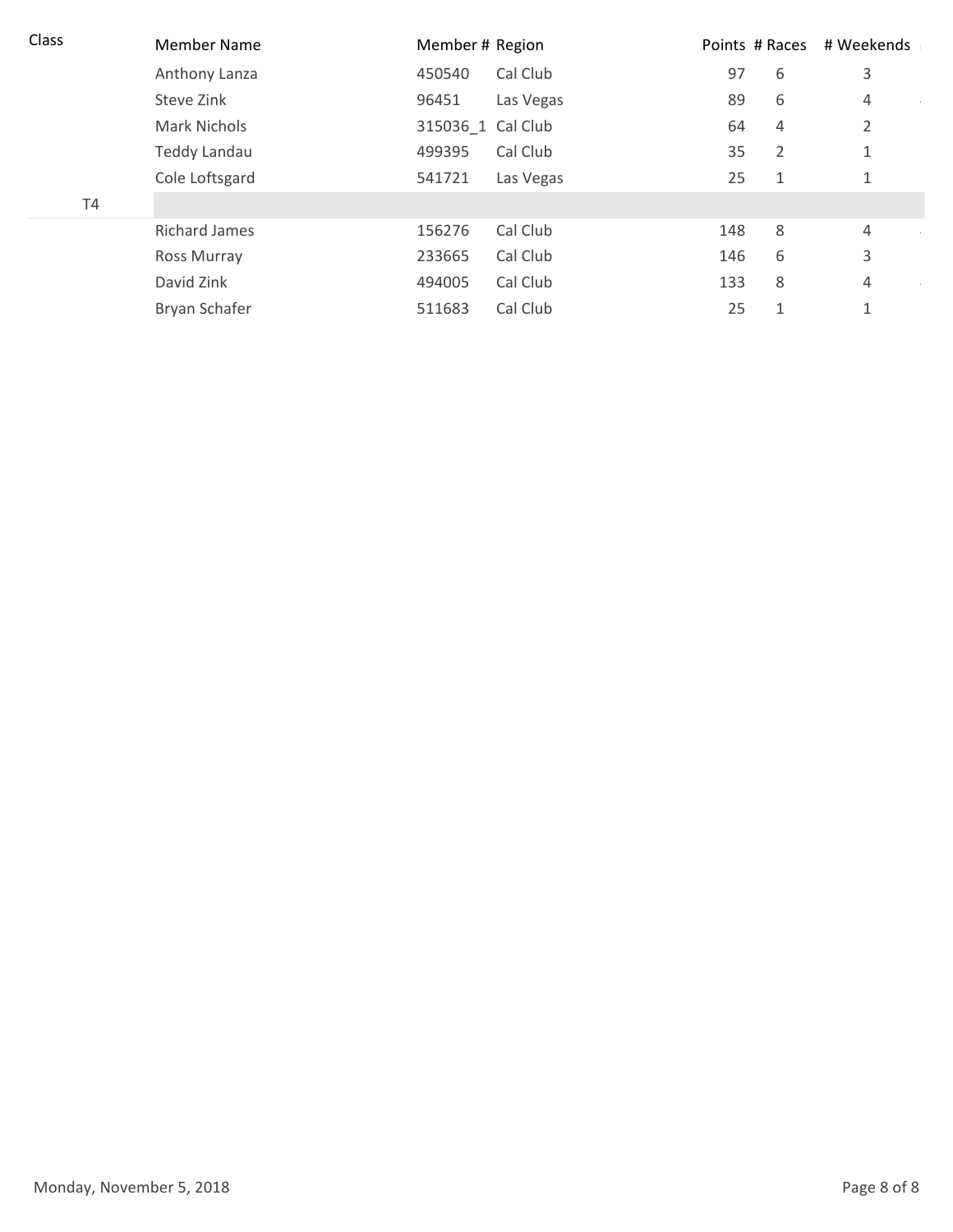| Class | Member Name | Member # | Region | Points | # Races | # Weekends |
|---|---|---|---|---|---|---|
| | Anthony Lanza | 450540 | Cal Club | 97 | 6 | 3 |
| | Steve Zink | 96451 | Las Vegas | 89 | 6 | 4 |
| | Mark Nichols | 315036_1 | Cal Club | 64 | 4 | 2 |
| | Teddy Landau | 499395 | Cal Club | 35 | 2 | 1 |
| | Cole Loftsgard | 541721 | Las Vegas | 25 | 1 | 1 |
| T4 | | | | | | |
| | Richard James | 156276 | Cal Club | 148 | 8 | 4 |
| | Ross Murray | 233665 | Cal Club | 146 | 6 | 3 |
| | David Zink | 494005 | Cal Club | 133 | 8 | 4 |
| | Bryan Schafer | 511683 | Cal Club | 25 | 1 | 1 |

Monday, November 5, 2018